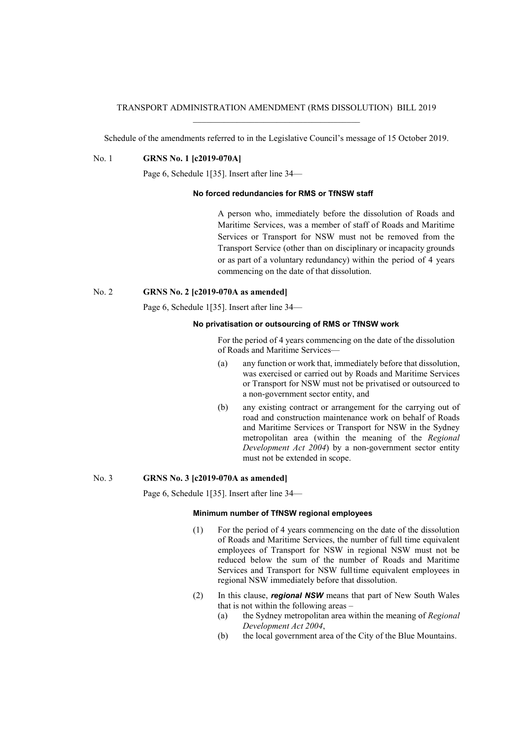TRANSPORT ADMINISTRATION AMENDMENT (RMS DISSOLUTION) BILL 2019

Schedule of the amendments referred to in the Legislative Council's message of 15 October 2019.

No. 1 **GRNS No. 1 [c2019-070A]**

Page 6, Schedule 1[35]. Insert after line 34—

**No forced redundancies for RMS or TfNSW staff**

A person who, immediately before the dissolution of Roads and Maritime Services, was a member of staff of Roads and Maritime Services or Transport for NSW must not be removed from the Transport Service (other than on disciplinary or incapacity grounds or as part of a voluntary redundancy) within the period of 4 years commencing on the date of that dissolution.

No. 2 **GRNS No. 2 [c2019-070A as amended]**

Page 6, Schedule 1[35]. Insert after line 34—

**No privatisation or outsourcing of RMS or TfNSW work**

For the period of 4 years commencing on the date of the dissolution of Roads and Maritime Services—

(a) any function or work that, immediately before that dissolution, was exercised or carried out by Roads and Maritime Services or Transport for NSW must not be privatised or outsourced to a non-government sector entity, and

(b) any existing contract or arrangement for the carrying out of road and construction maintenance work on behalf of Roads and Maritime Services or Transport for NSW in the Sydney metropolitan area (within the meaning of the *Regional Development Act 2004*) by a non-government sector entity must not be extended in scope.

No. 3 **GRNS No. 3 [c2019-070A as amended]**

Page 6, Schedule 1[35]. Insert after line 34—

**Minimum number of TfNSW regional employees**

(1) For the period of 4 years commencing on the date of the dissolution of Roads and Maritime Services, the number of full time equivalent employees of Transport for NSW in regional NSW must not be reduced below the sum of the number of Roads and Maritime Services and Transport for NSW full time equivalent employees in regional NSW immediately before that dissolution.

(2) In this clause, ***regional NSW*** means that part of New South Wales that is not within the following areas –

(a) the Sydney metropolitan area within the meaning of *Regional Development Act 2004*,

(b) the local government area of the City of the Blue Mountains.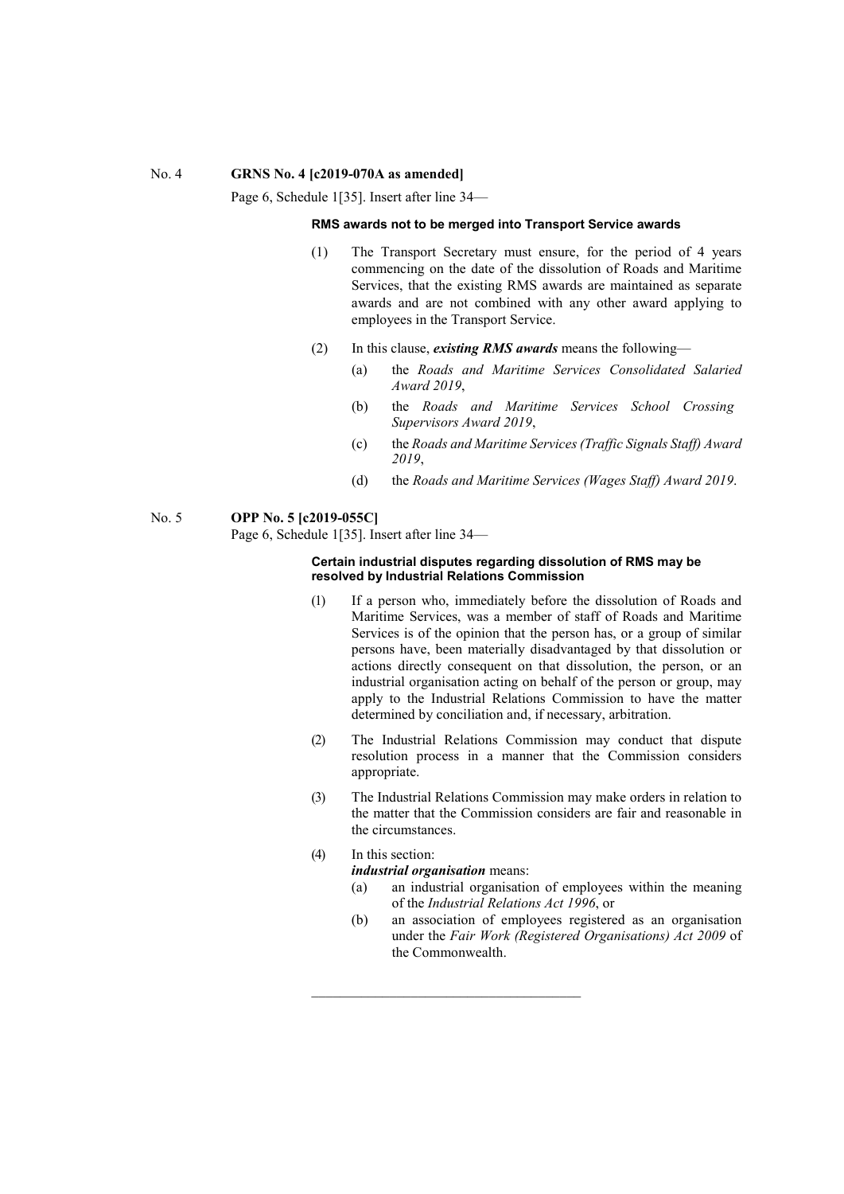No. 4 **GRNS No. 4 [c2019-070A as amended]**

Page 6, Schedule 1[35]. Insert after line 34—

**RMS awards not to be merged into Transport Service awards**

(1) The Transport Secretary must ensure, for the period of 4 years commencing on the date of the dissolution of Roads and Maritime Services, that the existing RMS awards are maintained as separate awards and are not combined with any other award applying to employees in the Transport Service.

(2) In this clause, ***existing RMS awards*** means the following—

(a) the *Roads and Maritime Services Consolidated Salaried Award 2019*,

(b) the *Roads and Maritime Services School Crossing Supervisors Award 2019*,

(c) the *Roads and Maritime Services (Traffic Signals Staff) Award 2019*,

(d) the *Roads and Maritime Services (Wages Staff) Award 2019*.

No. 5 **OPP No. 5 [c2019-055C]**

Page 6, Schedule 1[35]. Insert after line 34—

**Certain industrial disputes regarding dissolution of RMS may be resolved by Industrial Relations Commission**

(1) If a person who, immediately before the dissolution of Roads and Maritime Services, was a member of staff of Roads and Maritime Services is of the opinion that the person has, or a group of similar persons have, been materially disadvantaged by that dissolution or actions directly consequent on that dissolution, the person, or an industrial organisation acting on behalf of the person or group, may apply to the Industrial Relations Commission to have the matter determined by conciliation and, if necessary, arbitration.

(2) The Industrial Relations Commission may conduct that dispute resolution process in a manner that the Commission considers appropriate.

(3) The Industrial Relations Commission may make orders in relation to the matter that the Commission considers are fair and reasonable in the circumstances.

(4) In this section:

***industrial organisation*** means:

(a) an industrial organisation of employees within the meaning of the *Industrial Relations Act 1996*, or

(b) an association of employees registered as an organisation under the *Fair Work (Registered Organisations) Act 2009* of the Commonwealth.